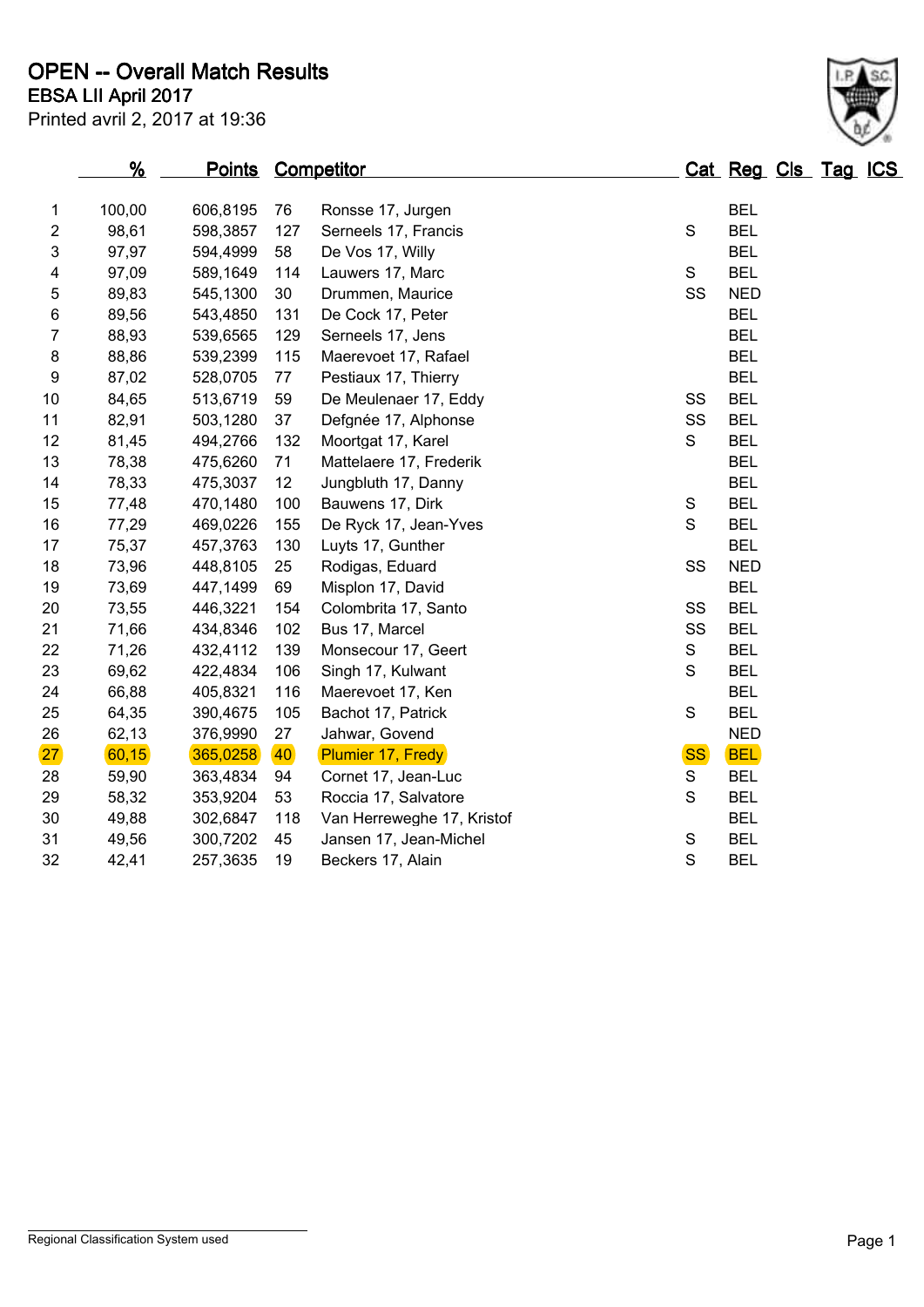# OPEN -- Overall Match Results

**EBSA LII April 2017**

Printed avril 2, 2017 at 19:36

| | % | Points | Competitor | | Cat | Reg | Cls | Tag | ICS |
|---|---|---|---|---|---|---|---|---|---|
| 1 | 100,00 | 606,8195 | 76 | Ronsse 17, Jurgen | | BEL | | | |
| 2 | 98,61 | 598,3857 | 127 | Serneels 17, Francis | S | BEL | | | |
| 3 | 97,97 | 594,4999 | 58 | De Vos 17, Willy | | BEL | | | |
| 4 | 97,09 | 589,1649 | 114 | Lauwers 17, Marc | S | BEL | | | |
| 5 | 89,83 | 545,1300 | 30 | Drummen, Maurice | SS | NED | | | |
| 6 | 89,56 | 543,4850 | 131 | De Cock 17, Peter | | BEL | | | |
| 7 | 88,93 | 539,6565 | 129 | Serneels 17, Jens | | BEL | | | |
| 8 | 88,86 | 539,2399 | 115 | Maerevoet 17, Rafael | | BEL | | | |
| 9 | 87,02 | 528,0705 | 77 | Pestiaux 17, Thierry | | BEL | | | |
| 10 | 84,65 | 513,6719 | 59 | De Meulenaer 17, Eddy | SS | BEL | | | |
| 11 | 82,91 | 503,1280 | 37 | Defgnée 17, Alphonse | SS | BEL | | | |
| 12 | 81,45 | 494,2766 | 132 | Moortgat 17, Karel | S | BEL | | | |
| 13 | 78,38 | 475,6260 | 71 | Mattelaere 17, Frederik | | BEL | | | |
| 14 | 78,33 | 475,3037 | 12 | Jungbluth 17, Danny | | BEL | | | |
| 15 | 77,48 | 470,1480 | 100 | Bauwens 17, Dirk | S | BEL | | | |
| 16 | 77,29 | 469,0226 | 155 | De Ryck 17, Jean-Yves | S | BEL | | | |
| 17 | 75,37 | 457,3763 | 130 | Luyts 17, Gunther | | BEL | | | |
| 18 | 73,96 | 448,8105 | 25 | Rodigas, Eduard | SS | NED | | | |
| 19 | 73,69 | 447,1499 | 69 | Misplon 17, David | | BEL | | | |
| 20 | 73,55 | 446,3221 | 154 | Colombrita 17, Santo | SS | BEL | | | |
| 21 | 71,66 | 434,8346 | 102 | Bus 17, Marcel | SS | BEL | | | |
| 22 | 71,26 | 432,4112 | 139 | Monsecour 17, Geert | S | BEL | | | |
| 23 | 69,62 | 422,4834 | 106 | Singh 17, Kulwant | S | BEL | | | |
| 24 | 66,88 | 405,8321 | 116 | Maerevoet 17, Ken | | BEL | | | |
| 25 | 64,35 | 390,4675 | 105 | Bachot 17, Patrick | S | BEL | | | |
| 26 | 62,13 | 376,9990 | 27 | Jahwar, Govend | | NED | | | |
| 27 | 60,15 | 365,0258 | 40 | Plumier 17, Fredy | SS | BEL | | | |
| 28 | 59,90 | 363,4834 | 94 | Cornet 17, Jean-Luc | S | BEL | | | |
| 29 | 58,32 | 353,9204 | 53 | Roccia 17, Salvatore | S | BEL | | | |
| 30 | 49,88 | 302,6847 | 118 | Van Herreweghe 17, Kristof | | BEL | | | |
| 31 | 49,56 | 300,7202 | 45 | Jansen 17, Jean-Michel | S | BEL | | | |
| 32 | 42,41 | 257,3635 | 19 | Beckers 17, Alain | S | BEL | | | |

Regional Classification System used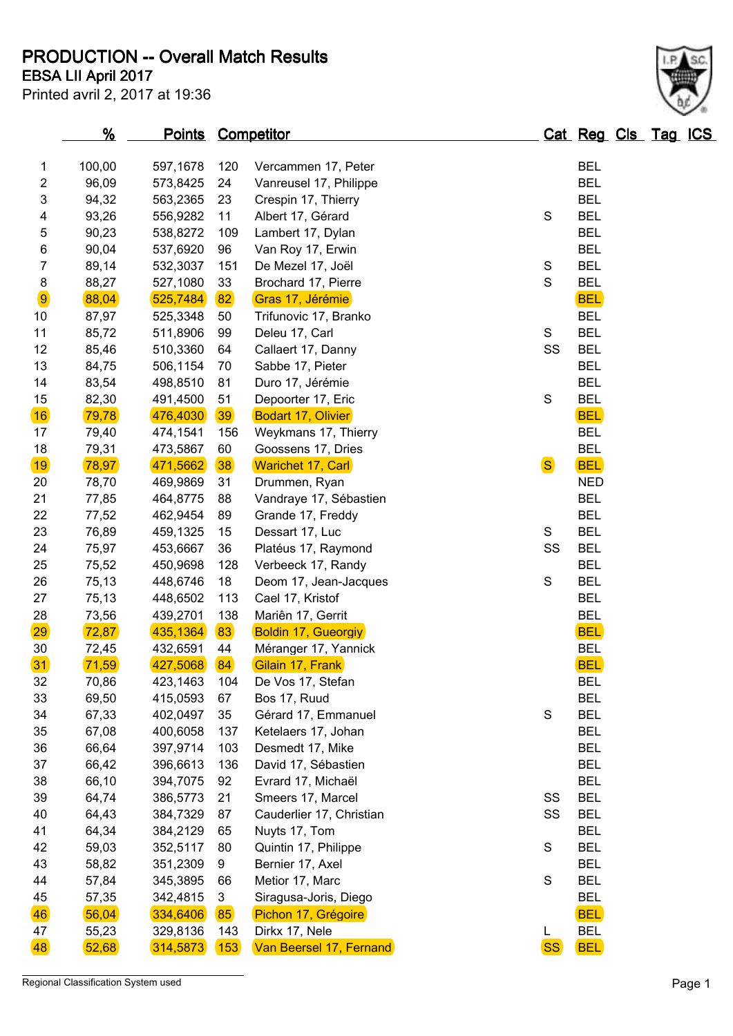# PRODUCTION -- Overall Match Results

**EBSA LII April 2017**

Printed avril 2, 2017 at 19:36

| | % | Points | | Competitor | Cat | Reg | Cls | Tag | ICS |
|---|---|---|---|---|---|---|---|---|---|
| 1 | 100,00 | 597,1678 | 120 | Vercammen 17, Peter | | BEL | | | |
| 2 | 96,09 | 573,8425 | 24 | Vanreusel 17, Philippe | | BEL | | | |
| 3 | 94,32 | 563,2365 | 23 | Crespin 17, Thierry | | BEL | | | |
| 4 | 93,26 | 556,9282 | 11 | Albert 17, Gérard | S | BEL | | | |
| 5 | 90,23 | 538,8272 | 109 | Lambert 17, Dylan | | BEL | | | |
| 6 | 90,04 | 537,6920 | 96 | Van Roy 17, Erwin | | BEL | | | |
| 7 | 89,14 | 532,3037 | 151 | De Mezel 17, Joël | S | BEL | | | |
| 8 | 88,27 | 527,1080 | 33 | Brochard 17, Pierre | S | BEL | | | |
| 9 | 88,04 | 525,7484 | 82 | Gras 17, Jérémie | | BEL | | | |
| 10 | 87,97 | 525,3348 | 50 | Trifunovic 17, Branko | | BEL | | | |
| 11 | 85,72 | 511,8906 | 99 | Deleu 17, Carl | S | BEL | | | |
| 12 | 85,46 | 510,3360 | 64 | Callaert 17, Danny | SS | BEL | | | |
| 13 | 84,75 | 506,1154 | 70 | Sabbe 17, Pieter | | BEL | | | |
| 14 | 83,54 | 498,8510 | 81 | Duro 17, Jérémie | | BEL | | | |
| 15 | 82,30 | 491,4500 | 51 | Depoorter 17, Eric | S | BEL | | | |
| 16 | 79,78 | 476,4030 | 39 | Bodart 17, Olivier | | BEL | | | |
| 17 | 79,40 | 474,1541 | 156 | Weykmans 17, Thierry | | BEL | | | |
| 18 | 79,31 | 473,5867 | 60 | Goossens 17, Dries | | BEL | | | |
| 19 | 78,97 | 471,5662 | 38 | Warichet 17, Carl | S | BEL | | | |
| 20 | 78,70 | 469,9869 | 31 | Drummen, Ryan | | NED | | | |
| 21 | 77,85 | 464,8775 | 88 | Vandraye 17, Sébastien | | BEL | | | |
| 22 | 77,52 | 462,9454 | 89 | Grande 17, Freddy | | BEL | | | |
| 23 | 76,89 | 459,1325 | 15 | Dessart 17, Luc | S | BEL | | | |
| 24 | 75,97 | 453,6667 | 36 | Platéus 17, Raymond | SS | BEL | | | |
| 25 | 75,52 | 450,9698 | 128 | Verbeeck 17, Randy | | BEL | | | |
| 26 | 75,13 | 448,6746 | 18 | Deom 17, Jean-Jacques | S | BEL | | | |
| 27 | 75,13 | 448,6502 | 113 | Cael 17, Kristof | | BEL | | | |
| 28 | 73,56 | 439,2701 | 138 | Mariën 17, Gerrit | | BEL | | | |
| 29 | 72,87 | 435,1364 | 83 | Boldin 17, Gueorgiy | | BEL | | | |
| 30 | 72,45 | 432,6591 | 44 | Méranger 17, Yannick | | BEL | | | |
| 31 | 71,59 | 427,5068 | 84 | Gilain 17, Frank | | BEL | | | |
| 32 | 70,86 | 423,1463 | 104 | De Vos 17, Stefan | | BEL | | | |
| 33 | 69,50 | 415,0593 | 67 | Bos 17, Ruud | | BEL | | | |
| 34 | 67,33 | 402,0497 | 35 | Gérard 17, Emmanuel | S | BEL | | | |
| 35 | 67,08 | 400,6058 | 137 | Ketelaers 17, Johan | | BEL | | | |
| 36 | 66,64 | 397,9714 | 103 | Desmedt 17, Mike | | BEL | | | |
| 37 | 66,42 | 396,6613 | 136 | David 17, Sébastien | | BEL | | | |
| 38 | 66,10 | 394,7075 | 92 | Evrard 17, Michaël | | BEL | | | |
| 39 | 64,74 | 386,5773 | 21 | Smeers 17, Marcel | SS | BEL | | | |
| 40 | 64,43 | 384,7329 | 87 | Cauderlier 17, Christian | SS | BEL | | | |
| 41 | 64,34 | 384,2129 | 65 | Nuyts 17, Tom | | BEL | | | |
| 42 | 59,03 | 352,5117 | 80 | Quintin 17, Philippe | S | BEL | | | |
| 43 | 58,82 | 351,2309 | 9 | Bernier 17, Axel | | BEL | | | |
| 44 | 57,84 | 345,3895 | 66 | Metior 17, Marc | S | BEL | | | |
| 45 | 57,35 | 342,4815 | 3 | Siragusa-Joris, Diego | | BEL | | | |
| 46 | 56,04 | 334,6406 | 85 | Pichon 17, Grégoire | | BEL | | | |
| 47 | 55,23 | 329,8136 | 143 | Dirkx 17, Nele | L | BEL | | | |
| 48 | 52,68 | 314,5873 | 153 | Van Beersel 17, Fernand | SS | BEL | | | |

Regional Classification System used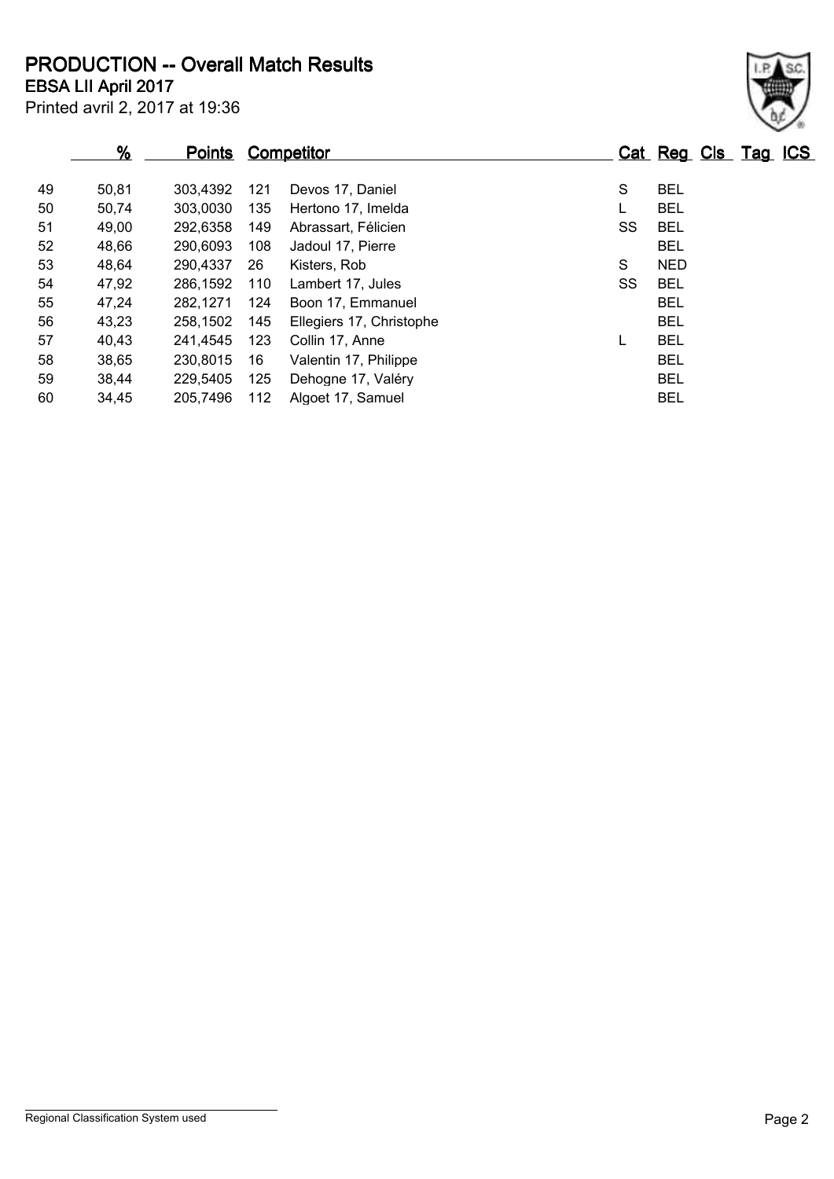# PRODUCTION -- Overall Match Results

**EBSA LII April 2017**

Printed avril 2, 2017 at 19:36

| | % | Points | Competitor | | Cat | Reg | Cls | Tag | ICS |
|---|---|---|---|---|---|---|---|---|---|
| 49 | 50,81 | 303,4392 | 121 | Devos 17, Daniel | S | BEL | | | |
| 50 | 50,74 | 303,0030 | 135 | Hertono 17, Imelda | L | BEL | | | |
| 51 | 49,00 | 292,6358 | 149 | Abrassart, Félicien | SS | BEL | | | |
| 52 | 48,66 | 290,6093 | 108 | Jadoul 17, Pierre | | BEL | | | |
| 53 | 48,64 | 290,4337 | 26 | Kisters, Rob | S | NED | | | |
| 54 | 47,92 | 286,1592 | 110 | Lambert 17, Jules | SS | BEL | | | |
| 55 | 47,24 | 282,1271 | 124 | Boon 17, Emmanuel | | BEL | | | |
| 56 | 43,23 | 258,1502 | 145 | Ellegiers 17, Christophe | | BEL | | | |
| 57 | 40,43 | 241,4545 | 123 | Collin 17, Anne | L | BEL | | | |
| 58 | 38,65 | 230,8015 | 16 | Valentin 17, Philippe | | BEL | | | |
| 59 | 38,44 | 229,5405 | 125 | Dehogne 17, Valéry | | BEL | | | |
| 60 | 34,45 | 205,7496 | 112 | Algoet 17, Samuel | | BEL | | | |

Regional Classification System used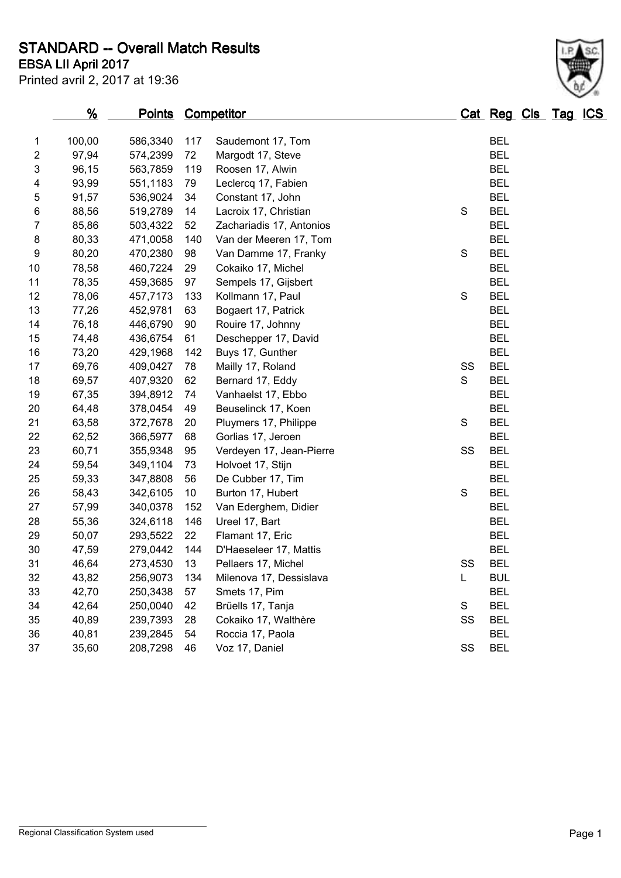# STANDARD -- Overall Match Results

**EBSA LII April 2017**

Printed avril 2, 2017 at 19:36

| | % | Points | Competitor | | Cat | Reg | Cls | Tag | ICS |
|---|---|---|---|---|---|---|---|---|---|
| 1 | 100,00 | 586,3340 | 117 | Saudemont 17, Tom | | BEL | | | |
| 2 | 97,94 | 574,2399 | 72 | Margodt 17, Steve | | BEL | | | |
| 3 | 96,15 | 563,7859 | 119 | Roosen 17, Alwin | | BEL | | | |
| 4 | 93,99 | 551,1183 | 79 | Leclercq 17, Fabien | | BEL | | | |
| 5 | 91,57 | 536,9024 | 34 | Constant 17, John | | BEL | | | |
| 6 | 88,56 | 519,2789 | 14 | Lacroix 17, Christian | S | BEL | | | |
| 7 | 85,86 | 503,4322 | 52 | Zachariadis 17, Antonios | | BEL | | | |
| 8 | 80,33 | 471,0058 | 140 | Van der Meeren 17, Tom | | BEL | | | |
| 9 | 80,20 | 470,2380 | 98 | Van Damme 17, Franky | S | BEL | | | |
| 10 | 78,58 | 460,7224 | 29 | Cokaiko 17, Michel | | BEL | | | |
| 11 | 78,35 | 459,3685 | 97 | Sempels 17, Gijsbert | | BEL | | | |
| 12 | 78,06 | 457,7173 | 133 | Kollmann 17, Paul | S | BEL | | | |
| 13 | 77,26 | 452,9781 | 63 | Bogaert 17, Patrick | | BEL | | | |
| 14 | 76,18 | 446,6790 | 90 | Rouire 17, Johnny | | BEL | | | |
| 15 | 74,48 | 436,6754 | 61 | Deschepper 17, David | | BEL | | | |
| 16 | 73,20 | 429,1968 | 142 | Buys 17, Gunther | | BEL | | | |
| 17 | 69,76 | 409,0427 | 78 | Mailly 17, Roland | SS | BEL | | | |
| 18 | 69,57 | 407,9320 | 62 | Bernard 17, Eddy | S | BEL | | | |
| 19 | 67,35 | 394,8912 | 74 | Vanhaelst 17, Ebbo | | BEL | | | |
| 20 | 64,48 | 378,0454 | 49 | Beuselinck 17, Koen | | BEL | | | |
| 21 | 63,58 | 372,7678 | 20 | Pluymers 17, Philippe | S | BEL | | | |
| 22 | 62,52 | 366,5977 | 68 | Gorlias 17, Jeroen | | BEL | | | |
| 23 | 60,71 | 355,9348 | 95 | Verdeyen 17, Jean-Pierre | SS | BEL | | | |
| 24 | 59,54 | 349,1104 | 73 | Holvoet 17, Stijn | | BEL | | | |
| 25 | 59,33 | 347,8808 | 56 | De Cubber 17, Tim | | BEL | | | |
| 26 | 58,43 | 342,6105 | 10 | Burton 17, Hubert | S | BEL | | | |
| 27 | 57,99 | 340,0378 | 152 | Van Ederghem, Didier | | BEL | | | |
| 28 | 55,36 | 324,6118 | 146 | Ureel 17, Bart | | BEL | | | |
| 29 | 50,07 | 293,5522 | 22 | Flamant 17, Eric | | BEL | | | |
| 30 | 47,59 | 279,0442 | 144 | D'Haeseleer 17, Mattis | | BEL | | | |
| 31 | 46,64 | 273,4530 | 13 | Pellaers 17, Michel | SS | BEL | | | |
| 32 | 43,82 | 256,9073 | 134 | Milenova 17, Dessislava | L | BUL | | | |
| 33 | 42,70 | 250,3438 | 57 | Smets 17, Pim | | BEL | | | |
| 34 | 42,64 | 250,0040 | 42 | Brüells 17, Tanja | S | BEL | | | |
| 35 | 40,89 | 239,7393 | 28 | Cokaiko 17, Walthère | SS | BEL | | | |
| 36 | 40,81 | 239,2845 | 54 | Roccia 17, Paola | | BEL | | | |
| 37 | 35,60 | 208,7298 | 46 | Voz 17, Daniel | SS | BEL | | | |

Regional Classification System used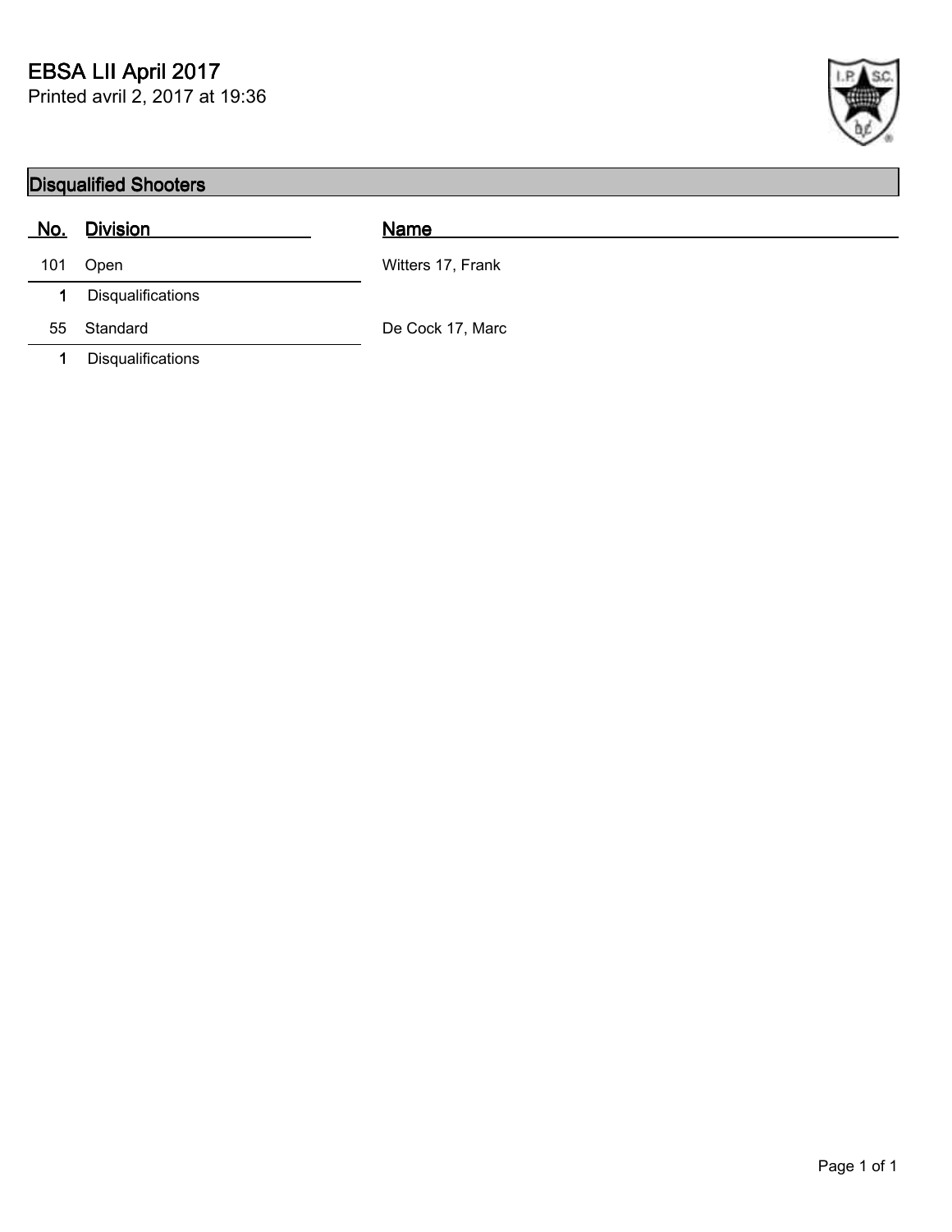# EBSA LII April 2017

Printed avril 2, 2017 at 19:36

## Disqualified Shooters

| No. | Division | Name |
|---|---|---|
| 101 | Open | Witters 17, Frank |
| 1 | Disqualifications | |
| 55 | Standard | De Cock 17, Marc |
| 1 | Disqualifications | |